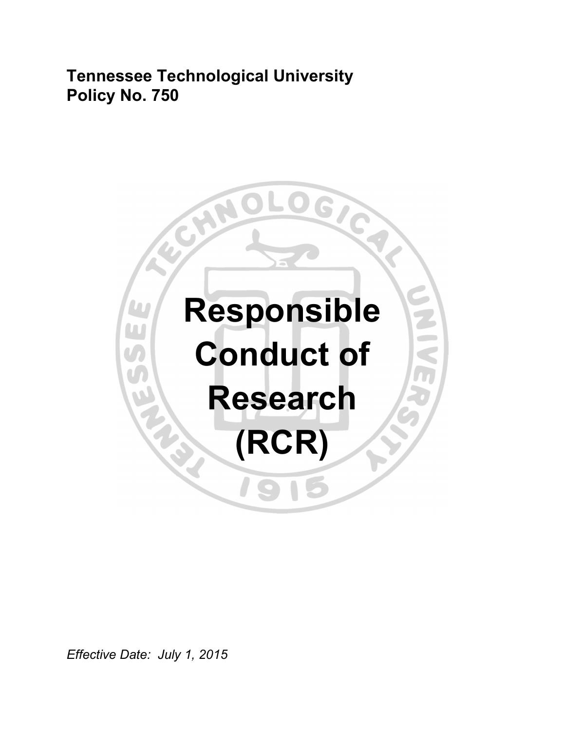**Tennessee Technological University**
**Policy No. 750**

# Responsible Conduct of Research (RCR)

*Effective Date: July 1, 2015*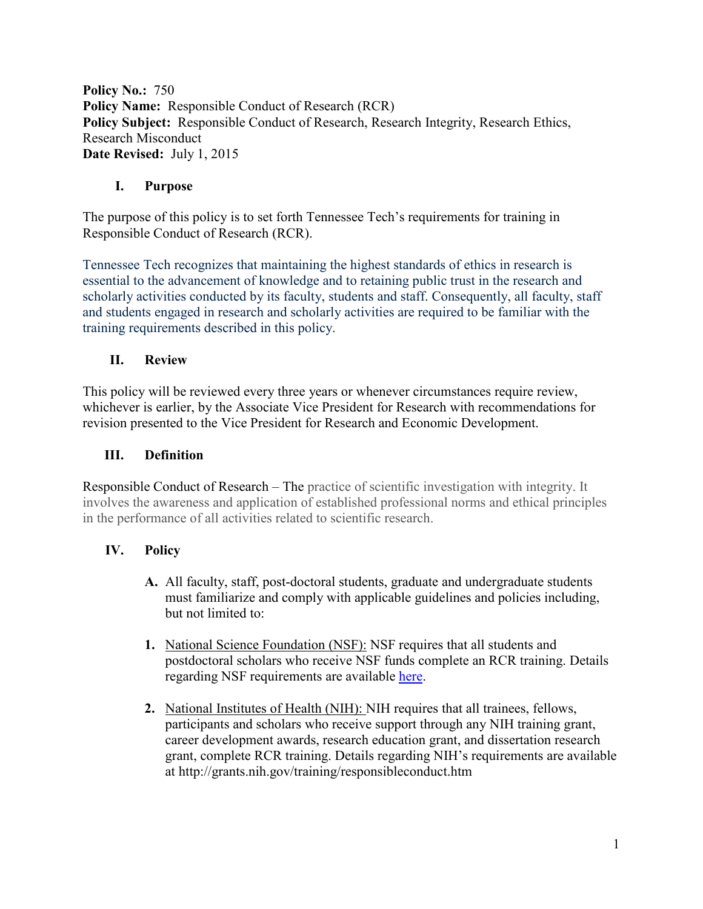**Policy No.:** 750
**Policy Name:** Responsible Conduct of Research (RCR)
**Policy Subject:** Responsible Conduct of Research, Research Integrity, Research Ethics, Research Misconduct
**Date Revised:** July 1, 2015

## I. Purpose

The purpose of this policy is to set forth Tennessee Tech's requirements for training in Responsible Conduct of Research (RCR).

Tennessee Tech recognizes that maintaining the highest standards of ethics in research is essential to the advancement of knowledge and to retaining public trust in the research and scholarly activities conducted by its faculty, students and staff. Consequently, all faculty, staff and students engaged in research and scholarly activities are required to be familiar with the training requirements described in this policy.

## II. Review

This policy will be reviewed every three years or whenever circumstances require review, whichever is earlier, by the Associate Vice President for Research with recommendations for revision presented to the Vice President for Research and Economic Development.

## III. Definition

Responsible Conduct of Research – The practice of scientific investigation with integrity. It involves the awareness and application of established professional norms and ethical principles in the performance of all activities related to scientific research.

## IV. Policy

**A.** All faculty, staff, post-doctoral students, graduate and undergraduate students must familiarize and comply with applicable guidelines and policies including, but not limited to:

**1.** National Science Foundation (NSF): NSF requires that all students and postdoctoral scholars who receive NSF funds complete an RCR training. Details regarding NSF requirements are available here.

**2.** National Institutes of Health (NIH): NIH requires that all trainees, fellows, participants and scholars who receive support through any NIH training grant, career development awards, research education grant, and dissertation research grant, complete RCR training. Details regarding NIH's requirements are available at http://grants.nih.gov/training/responsibleconduct.htm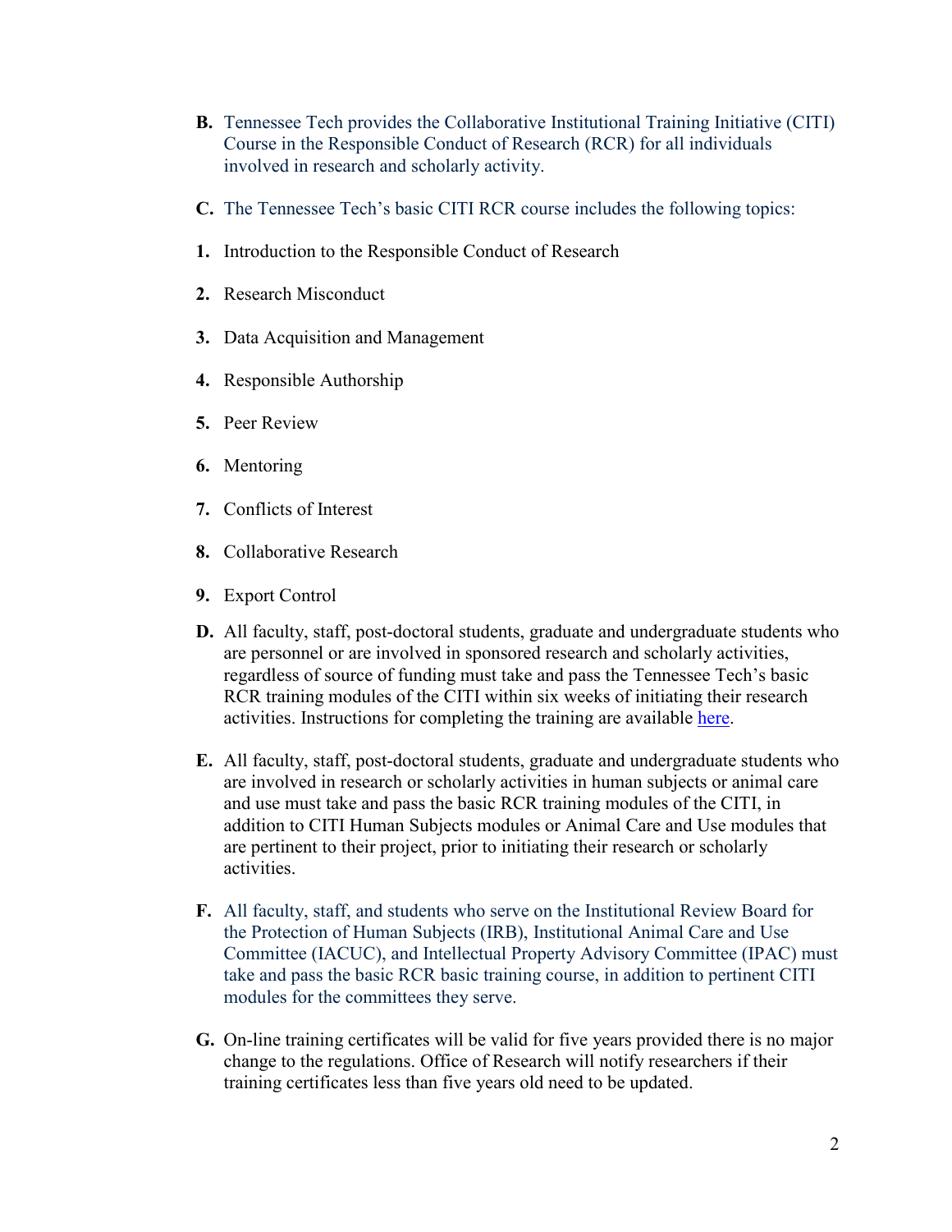**B.** Tennessee Tech provides the Collaborative Institutional Training Initiative (CITI) Course in the Responsible Conduct of Research (RCR) for all individuals involved in research and scholarly activity.

**C.** The Tennessee Tech's basic CITI RCR course includes the following topics:

1. Introduction to the Responsible Conduct of Research
2. Research Misconduct
3. Data Acquisition and Management
4. Responsible Authorship
5. Peer Review
6. Mentoring
7. Conflicts of Interest
8. Collaborative Research
9. Export Control

**D.** All faculty, staff, post-doctoral students, graduate and undergraduate students who are personnel or are involved in sponsored research and scholarly activities, regardless of source of funding must take and pass the Tennessee Tech's basic RCR training modules of the CITI within six weeks of initiating their research activities. Instructions for completing the training are available here.

**E.** All faculty, staff, post-doctoral students, graduate and undergraduate students who are involved in research or scholarly activities in human subjects or animal care and use must take and pass the basic RCR training modules of the CITI, in addition to CITI Human Subjects modules or Animal Care and Use modules that are pertinent to their project, prior to initiating their research or scholarly activities.

**F.** All faculty, staff, and students who serve on the Institutional Review Board for the Protection of Human Subjects (IRB), Institutional Animal Care and Use Committee (IACUC), and Intellectual Property Advisory Committee (IPAC) must take and pass the basic RCR basic training course, in addition to pertinent CITI modules for the committees they serve.

**G.** On-line training certificates will be valid for five years provided there is no major change to the regulations. Office of Research will notify researchers if their training certificates less than five years old need to be updated.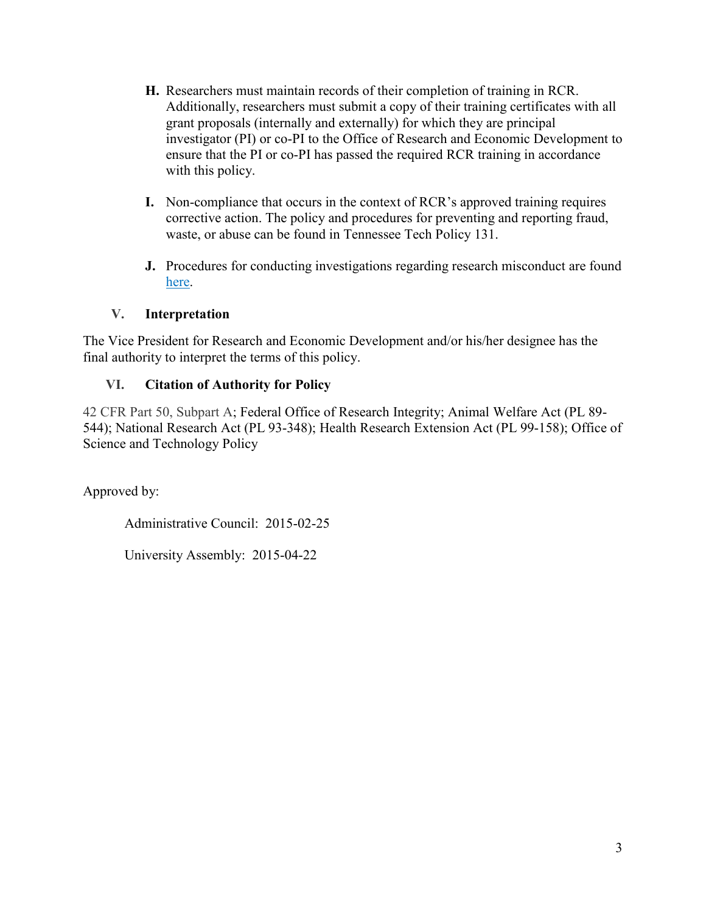**H.** Researchers must maintain records of their completion of training in RCR. Additionally, researchers must submit a copy of their training certificates with all grant proposals (internally and externally) for which they are principal investigator (PI) or co-PI to the Office of Research and Economic Development to ensure that the PI or co-PI has passed the required RCR training in accordance with this policy.

**I.** Non-compliance that occurs in the context of RCR's approved training requires corrective action. The policy and procedures for preventing and reporting fraud, waste, or abuse can be found in Tennessee Tech Policy 131.

**J.** Procedures for conducting investigations regarding research misconduct are found here.

## V. Interpretation

The Vice President for Research and Economic Development and/or his/her designee has the final authority to interpret the terms of this policy.

## VI. Citation of Authority for Policy

42 CFR Part 50, Subpart A; Federal Office of Research Integrity; Animal Welfare Act (PL 89-544); National Research Act (PL 93-348); Health Research Extension Act (PL 99-158); Office of Science and Technology Policy

Approved by:

Administrative Council: 2015-02-25

University Assembly: 2015-04-22